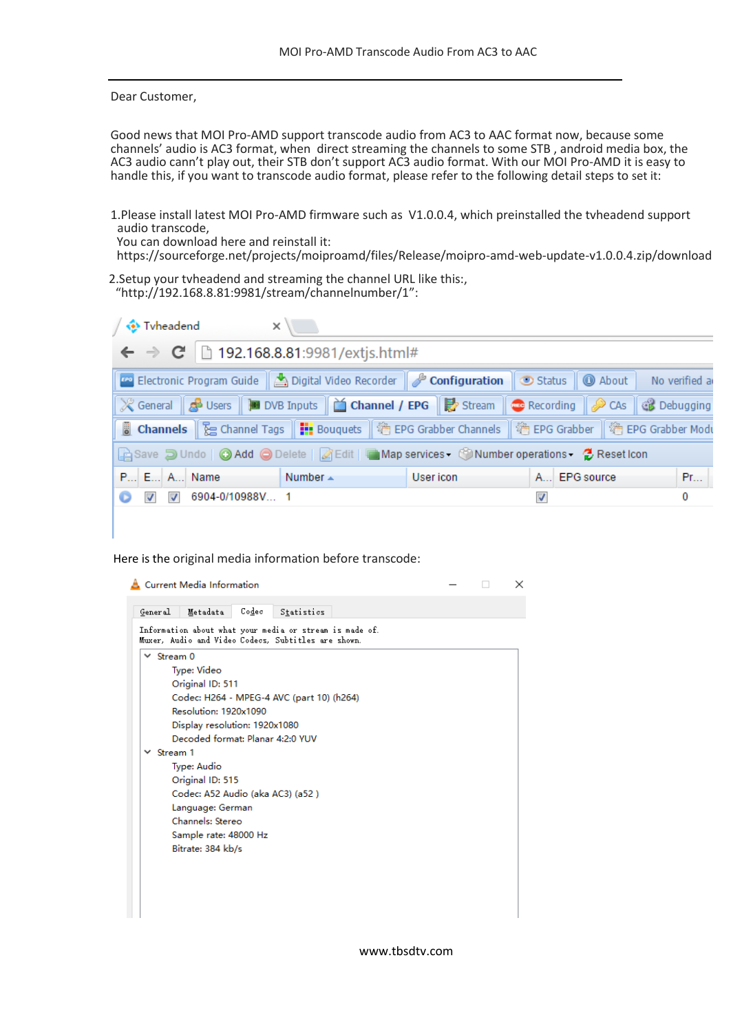# MOI Pro-AMD Transcode Audio From AC3 to AAC

Dear Customer,

Good news that MOI Pro-AMD support transcode audio from AC3 to AAC format now, because some channels' audio is AC3 format, when direct streaming the channels to some STB , android media box, the AC3 audio cann't play out, their STB don't support AC3 audio format. With our MOI Pro-AMD it is easy to handle this, if you want to transcode audio format, please refer to the following detail steps to set it:

1.Please install latest MOI Pro-AMD firmware such as V1.0.0.4, which preinstalled the tvheadend support audio transcode,
You can download here and reinstall it:
https://sourceforge.net/projects/moiproamd/files/Release/moipro-amd-web-update-v1.0.0.4.zip/download

2.Setup your tvheadend and streaming the channel URL like this:,
"http://192.168.8.81:9981/stream/channelnumber/1":

Here is the original media information before transcode:

www.tbsdtv.com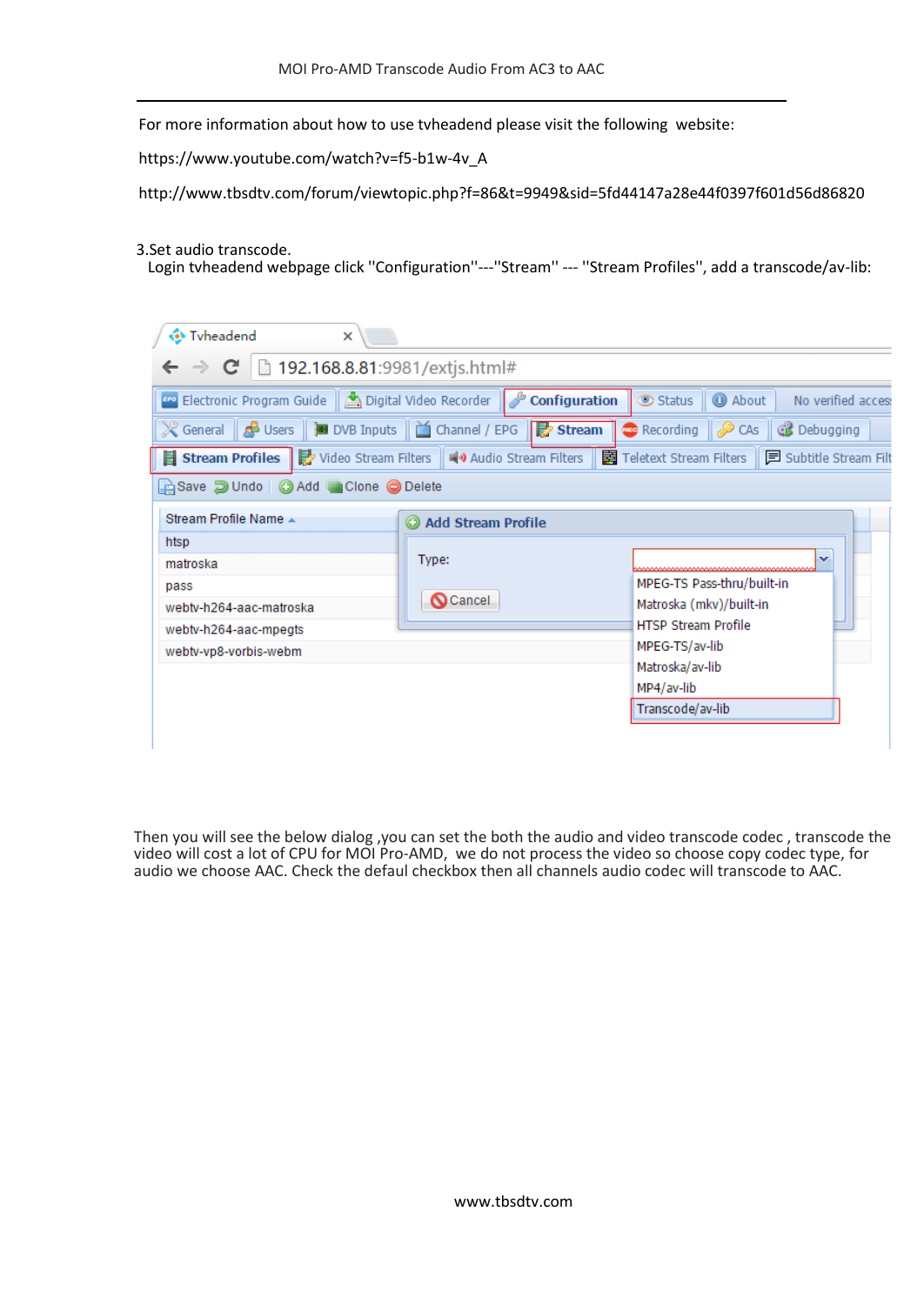For more information about how to use tvheadend please visit the following website:

https://www.youtube.com/watch?v=f5-b1w-4v_A

http://www.tbsdtv.com/forum/viewtopic.php?f=86&t=9949&sid=5fd44147a28e44f0397f601d56d86820

3.Set audio transcode.
Login tvheadend webpage click ''Configuration''---''Stream'' --- ''Stream Profiles'', add a transcode/av-lib:

Then you will see the below dialog ,you can set the both the audio and video transcode codec , transcode the video will cost a lot of CPU for MOI Pro-AMD, we do not process the video so choose copy codec type, for audio we choose AAC. Check the defaul checkbox then all channels audio codec will transcode to AAC.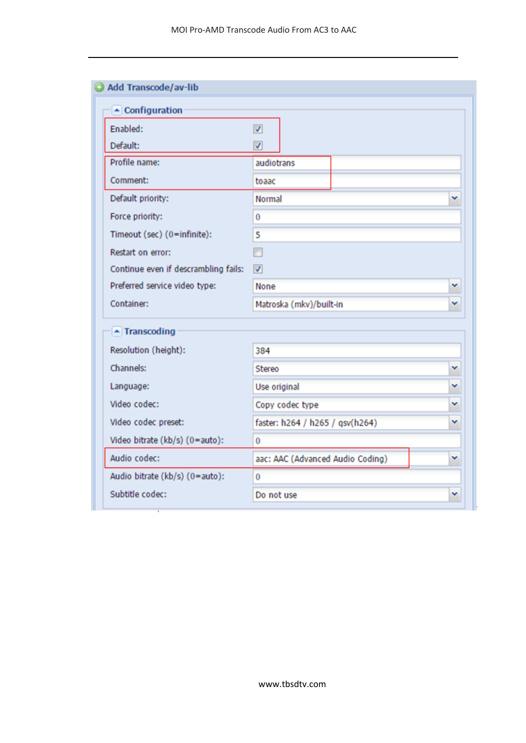## Add Transcode/av-lib

### Configuration

| Field | Value |
| --- | --- |
| Enabled: | ☑ |
| Default: | ☑ |
| Profile name: | audiotrans |
| Comment: | toaac |
| Default priority: | Normal |
| Force priority: | 0 |
| Timeout (sec) (0=infinite): | 5 |
| Restart on error: | ☐ |
| Continue even if descrambling fails: | ☑ |
| Preferred service video type: | None |
| Container: | Matroska (mkv)/built-in |

### Transcoding

| Field | Value |
| --- | --- |
| Resolution (height): | 384 |
| Channels: | Stereo |
| Language: | Use original |
| Video codec: | Copy codec type |
| Video codec preset: | faster: h264 / h265 / qsv(h264) |
| Video bitrate (kb/s) (0=auto): | 0 |
| Audio codec: | aac: AAC (Advanced Audio Coding) |
| Audio bitrate (kb/s) (0=auto): | 0 |
| Subtitle codec: | Do not use |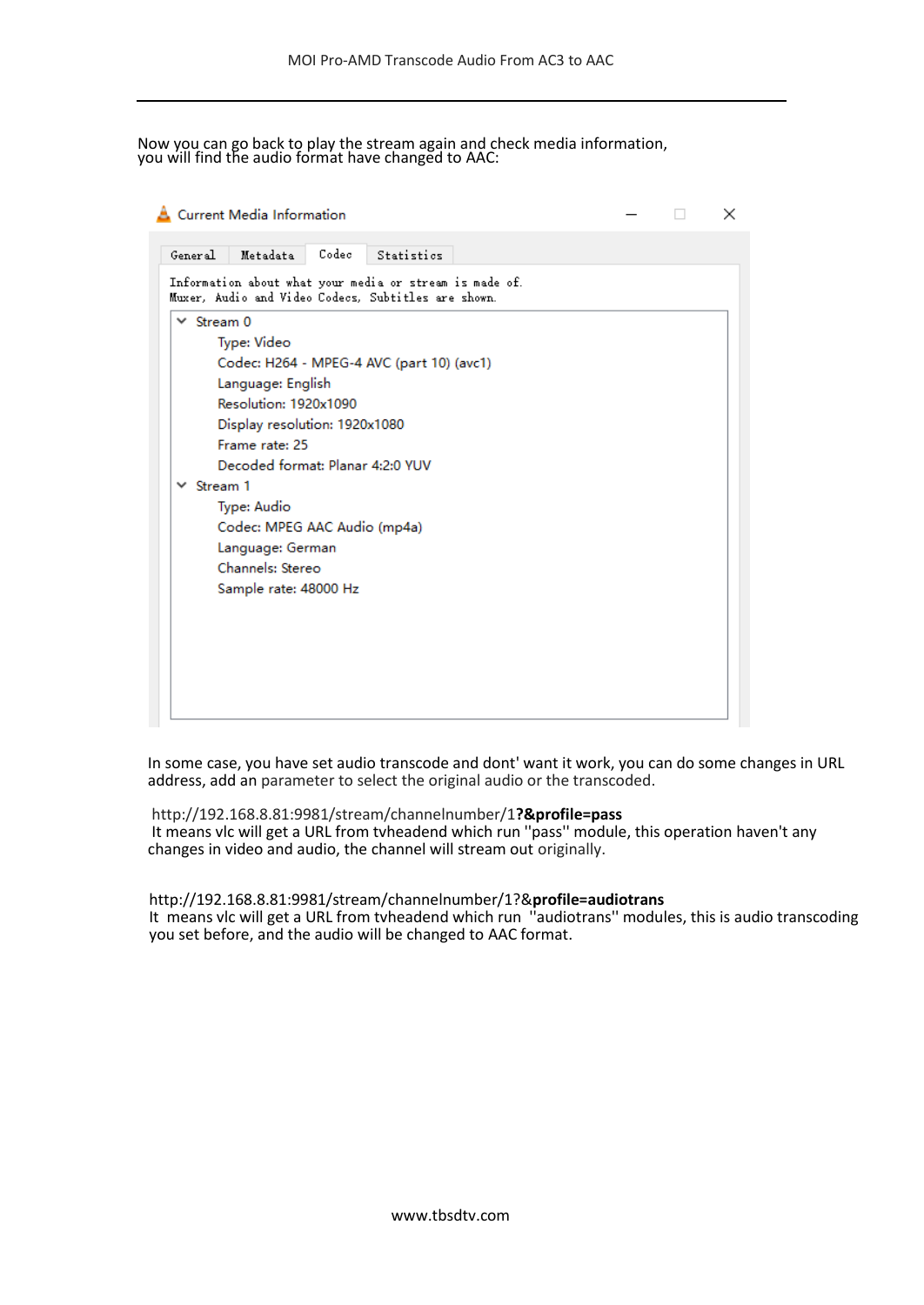Now you can go back to play the stream again and check media information, you will find the audio format have changed to AAC:

Current Media Information

General | Metadata | Codec | Statistics

Information about what your media or stream is made of.
Muxer, Audio and Video Codecs, Subtitles are shown.

- Stream 0
  - Type: Video
  - Codec: H264 - MPEG-4 AVC (part 10) (avc1)
  - Language: English
  - Resolution: 1920x1090
  - Display resolution: 1920x1080
  - Frame rate: 25
  - Decoded format: Planar 4:2:0 YUV
- Stream 1
  - Type: Audio
  - Codec: MPEG AAC Audio (mp4a)
  - Language: German
  - Channels: Stereo
  - Sample rate: 48000 Hz

In some case, you have set audio transcode and dont' want it work, you can do some changes in URL address, add an parameter to select the original audio or the transcoded.

http://192.168.8.81:9981/stream/channelnumber/1**?&profile=pass**
It means vlc will get a URL from tvheadend which run "pass" module, this operation haven't any changes in video and audio, the channel will stream out originally.

http://192.168.8.81:9981/stream/channelnumber/1?&**profile=audiotrans**
It means vlc will get a URL from tvheadend which run "audiotrans" modules, this is audio transcoding you set before, and the audio will be changed to AAC format.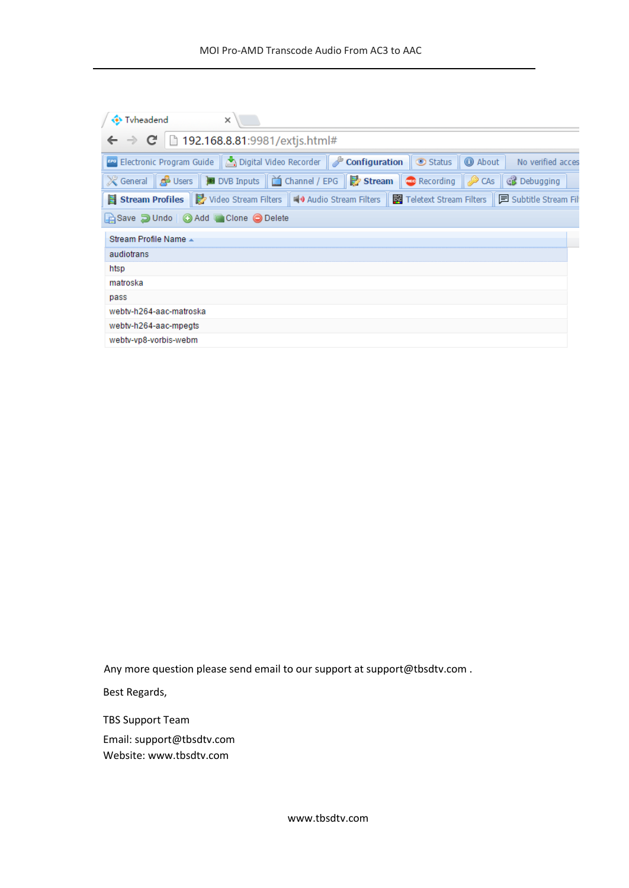Any more question please send email to our support at support@tbsdtv.com .

Best Regards,

TBS Support Team

Email: support@tbsdtv.com

Website: www.tbsdtv.com